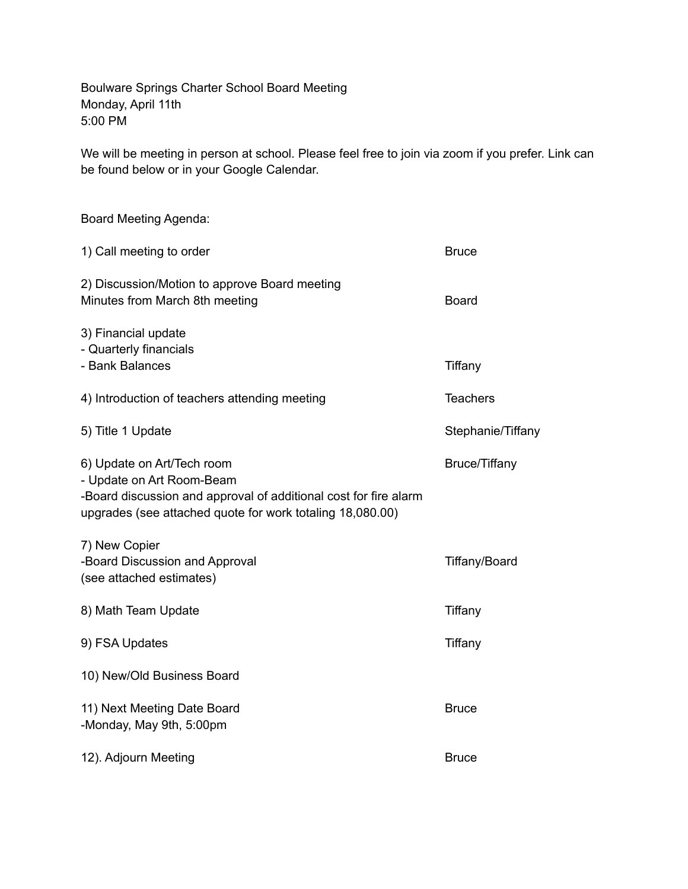Boulware Springs Charter School Board Meeting
Monday, April 11th
5:00 PM

We will be meeting in person at school. Please feel free to join via zoom if you prefer. Link can be found below or in your Google Calendar.

Board Meeting Agenda:

| Item | Presenter |
| --- | --- |
| 1) Call meeting to order | Bruce |
| 2) Discussion/Motion to approve Board meeting Minutes from March 8th meeting | Board |
| 3) Financial update<br>- Quarterly financials<br>- Bank Balances | Tiffany |
| 4) Introduction of teachers attending meeting | Teachers |
| 5) Title 1 Update | Stephanie/Tiffany |
| 6) Update on Art/Tech room<br>- Update on Art Room-Beam<br>-Board discussion and approval of additional cost for fire alarm upgrades (see attached quote for work totaling 18,080.00) | Bruce/Tiffany |
| 7) New Copier<br>-Board Discussion and Approval<br>(see attached estimates) | Tiffany/Board |
| 8) Math Team Update | Tiffany |
| 9) FSA Updates | Tiffany |
| 10) New/Old Business Board | |
| 11) Next Meeting Date Board<br>-Monday, May 9th, 5:00pm | Bruce |
| 12). Adjourn Meeting | Bruce |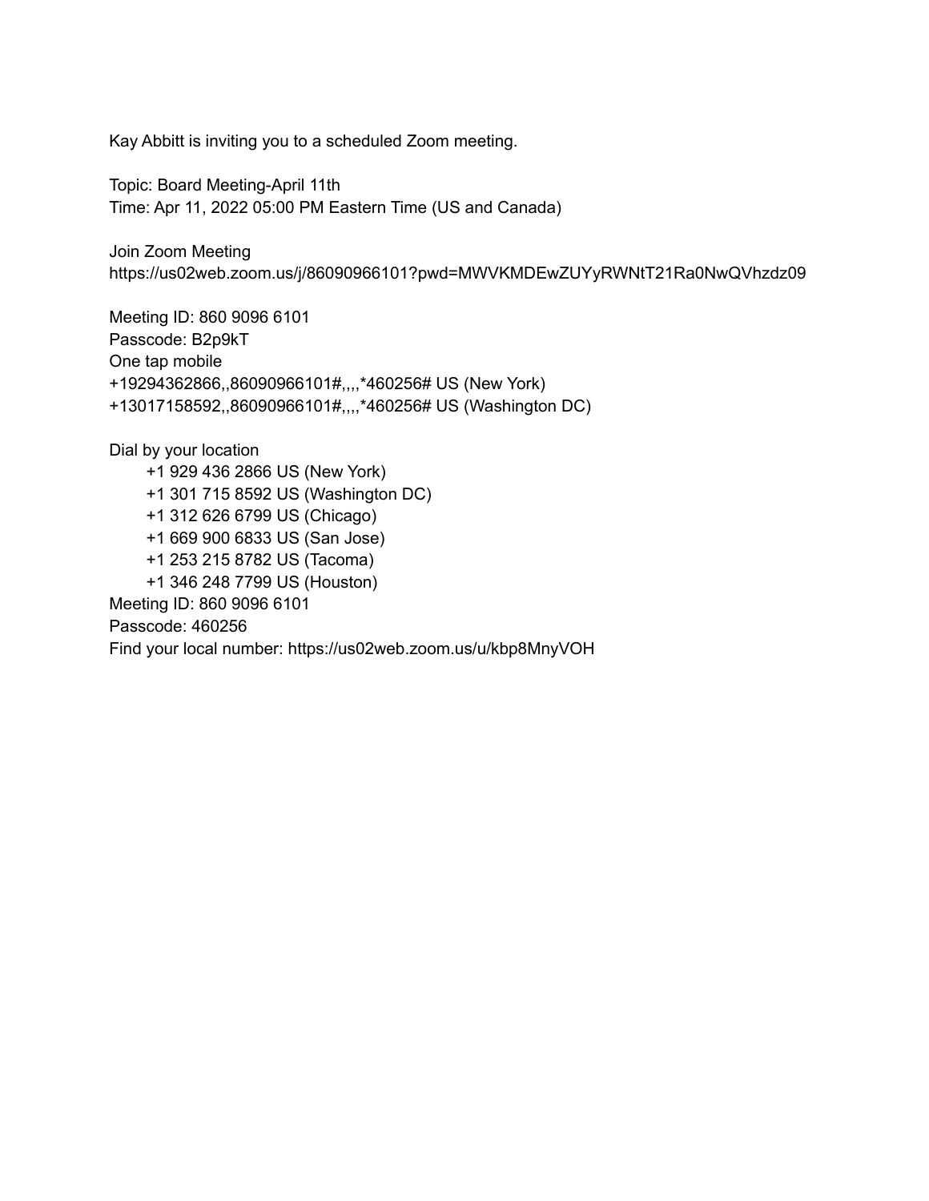Kay Abbitt is inviting you to a scheduled Zoom meeting.

Topic: Board Meeting-April 11th
Time: Apr 11, 2022 05:00 PM Eastern Time (US and Canada)

Join Zoom Meeting
https://us02web.zoom.us/j/86090966101?pwd=MWVKMDEwZUYyRWNtT21Ra0NwQVhzdz09

Meeting ID: 860 9096 6101
Passcode: B2p9kT
One tap mobile
+19294362866,,86090966101#,,,,*460256# US (New York)
+13017158592,,86090966101#,,,,*460256# US (Washington DC)

Dial by your location
- +1 929 436 2866 US (New York)
- +1 301 715 8592 US (Washington DC)
- +1 312 626 6799 US (Chicago)
- +1 669 900 6833 US (San Jose)
- +1 253 215 8782 US (Tacoma)
- +1 346 248 7799 US (Houston)

Meeting ID: 860 9096 6101
Passcode: 460256
Find your local number: https://us02web.zoom.us/u/kbp8MnyVOH